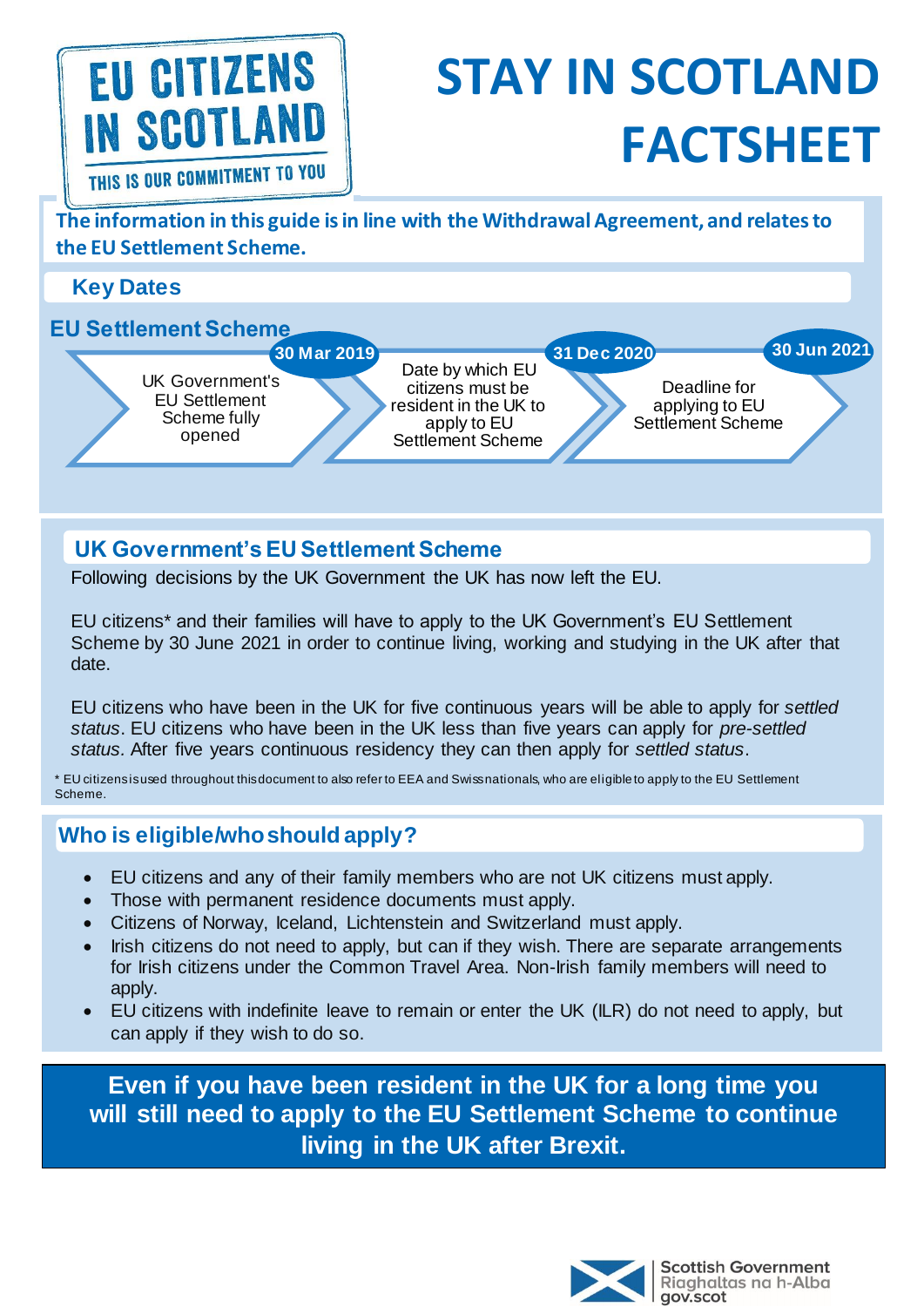EU CITIZENS IN SCOTLAND

THIS IS OUR COMMITMENT TO YOU

# STAY IN SCOTLAND FACTSHEET

**The information in this guide is in line with the Withdrawal Agreement, and relates to the EU Settlement Scheme.**

## Key Dates

### EU Settlement Scheme

- **30 Mar 2019** – UK Government's EU Settlement Scheme fully opened
- **31 Dec 2020** – Date by which EU citizens must be resident in the UK to apply to EU Settlement Scheme
- **30 Jun 2021** – Deadline for applying to EU Settlement Scheme

## UK Government's EU Settlement Scheme

Following decisions by the UK Government the UK has now left the EU.

EU citizens* and their families will have to apply to the UK Government's EU Settlement Scheme by 30 June 2021 in order to continue living, working and studying in the UK after that date.

EU citizens who have been in the UK for five continuous years will be able to apply for *settled status*. EU citizens who have been in the UK less than five years can apply for *pre-settled status*. After five years continuous residency they can then apply for *settled status*.

* EU citizens is used throughout this document to also refer to EEA and Swiss nationals, who are eligible to apply to the EU Settlement Scheme.

## Who is eligible/who should apply?

- EU citizens and any of their family members who are not UK citizens must apply.
- Those with permanent residence documents must apply.
- Citizens of Norway, Iceland, Lichtenstein and Switzerland must apply.
- Irish citizens do not need to apply, but can if they wish. There are separate arrangements for Irish citizens under the Common Travel Area. Non-Irish family members will need to apply.
- EU citizens with indefinite leave to remain or enter the UK (ILR) do not need to apply, but can apply if they wish to do so.

**Even if you have been resident in the UK for a long time you will still need to apply to the EU Settlement Scheme to continue living in the UK after Brexit.**

Scottish Government
Riaghaltas na h-Alba
gov.scot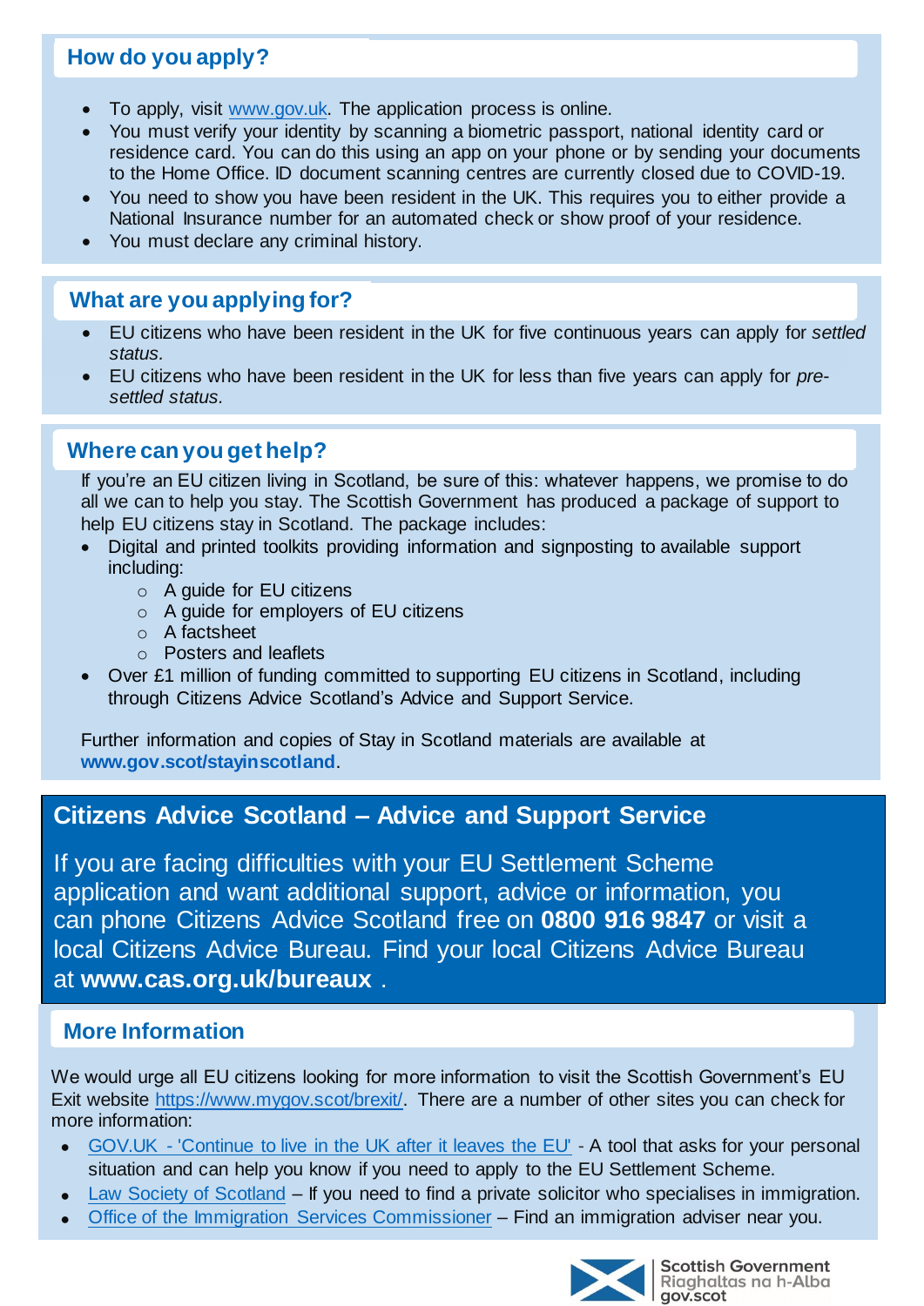## How do you apply?

- To apply, visit www.gov.uk. The application process is online.
- You must verify your identity by scanning a biometric passport, national identity card or residence card. You can do this using an app on your phone or by sending your documents to the Home Office. ID document scanning centres are currently closed due to COVID-19.
- You need to show you have been resident in the UK. This requires you to either provide a National Insurance number for an automated check or show proof of your residence.
- You must declare any criminal history.

## What are you applying for?

- EU citizens who have been resident in the UK for five continuous years can apply for *settled status.*
- EU citizens who have been resident in the UK for less than five years can apply for *pre-settled status.*

## Where can you get help?

If you're an EU citizen living in Scotland, be sure of this: whatever happens, we promise to do all we can to help you stay. The Scottish Government has produced a package of support to help EU citizens stay in Scotland. The package includes:

- Digital and printed toolkits providing information and signposting to available support including:
  - A guide for EU citizens
  - A guide for employers of EU citizens
  - A factsheet
  - Posters and leaflets
- Over £1 million of funding committed to supporting EU citizens in Scotland, including through Citizens Advice Scotland's Advice and Support Service.

Further information and copies of Stay in Scotland materials are available at **www.gov.scot/stayinscotland**.

## Citizens Advice Scotland – Advice and Support Service

If you are facing difficulties with your EU Settlement Scheme application and want additional support, advice or information, you can phone Citizens Advice Scotland free on **0800 916 9847** or visit a local Citizens Advice Bureau. Find your local Citizens Advice Bureau at **www.cas.org.uk/bureaux** .

## More Information

We would urge all EU citizens looking for more information to visit the Scottish Government's EU Exit website https://www.mygov.scot/brexit/. There are a number of other sites you can check for more information:

- GOV.UK - 'Continue to live in the UK after it leaves the EU' - A tool that asks for your personal situation and can help you know if you need to apply to the EU Settlement Scheme.
- Law Society of Scotland – If you need to find a private solicitor who specialises in immigration.
- Office of the Immigration Services Commissioner – Find an immigration adviser near you.

Scottish Government
Riaghaltas na h-Alba
gov.scot